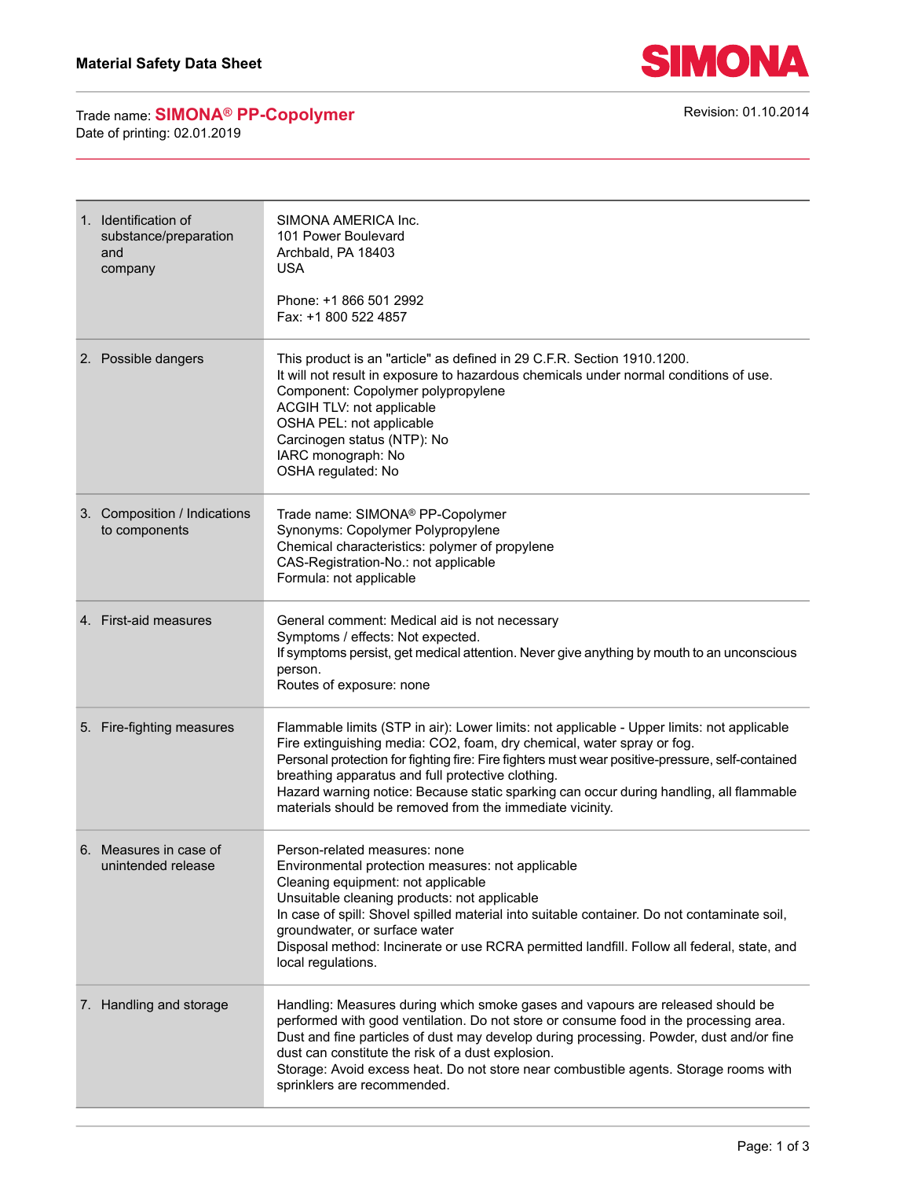# Material Safety Data Sheet

Trade name: **SIMONA® PP-Copolymer**
Date of printing: 02.01.2019

Revision: 01.10.2014

| Section | Content |
|---|---|
| 1. Identification of substance/preparation and company | SIMONA AMERICA Inc.<br>101 Power Boulevard<br>Archbald, PA 18403<br>USA<br><br>Phone: +1 866 501 2992<br>Fax: +1 800 522 4857 |
| 2. Possible dangers | This product is an "article" as defined in 29 C.F.R. Section 1910.1200.<br>It will not result in exposure to hazardous chemicals under normal conditions of use.<br>Component: Copolymer polypropylene<br>ACGIH TLV: not applicable<br>OSHA PEL: not applicable<br>Carcinogen status (NTP): No<br>IARC monograph: No<br>OSHA regulated: No |
| 3. Composition / Indications to components | Trade name: SIMONA® PP-Copolymer<br>Synonyms: Copolymer Polypropylene<br>Chemical characteristics: polymer of propylene<br>CAS-Registration-No.: not applicable<br>Formula: not applicable |
| 4. First-aid measures | General comment: Medical aid is not necessary<br>Symptoms / effects: Not expected.<br>If symptoms persist, get medical attention. Never give anything by mouth to an unconscious person.<br>Routes of exposure: none |
| 5. Fire-fighting measures | Flammable limits (STP in air): Lower limits: not applicable - Upper limits: not applicable<br>Fire extinguishing media: $CO_2$, foam, dry chemical, water spray or fog.<br>Personal protection for fighting fire: Fire fighters must wear positive-pressure, self-contained breathing apparatus and full protective clothing.<br>Hazard warning notice: Because static sparking can occur during handling, all flammable materials should be removed from the immediate vicinity. |
| 6. Measures in case of unintended release | Person-related measures: none<br>Environmental protection measures: not applicable<br>Cleaning equipment: not applicable<br>Unsuitable cleaning products: not applicable<br>In case of spill: Shovel spilled material into suitable container. Do not contaminate soil, groundwater, or surface water<br>Disposal method: Incinerate or use RCRA permitted landfill. Follow all federal, state, and local regulations. |
| 7. Handling and storage | Handling: Measures during which smoke gases and vapours are released should be performed with good ventilation. Do not store or consume food in the processing area. Dust and fine particles of dust may develop during processing. Powder, dust and/or fine dust can constitute the risk of a dust explosion.<br>Storage: Avoid excess heat. Do not store near combustible agents. Storage rooms with sprinklers are recommended. |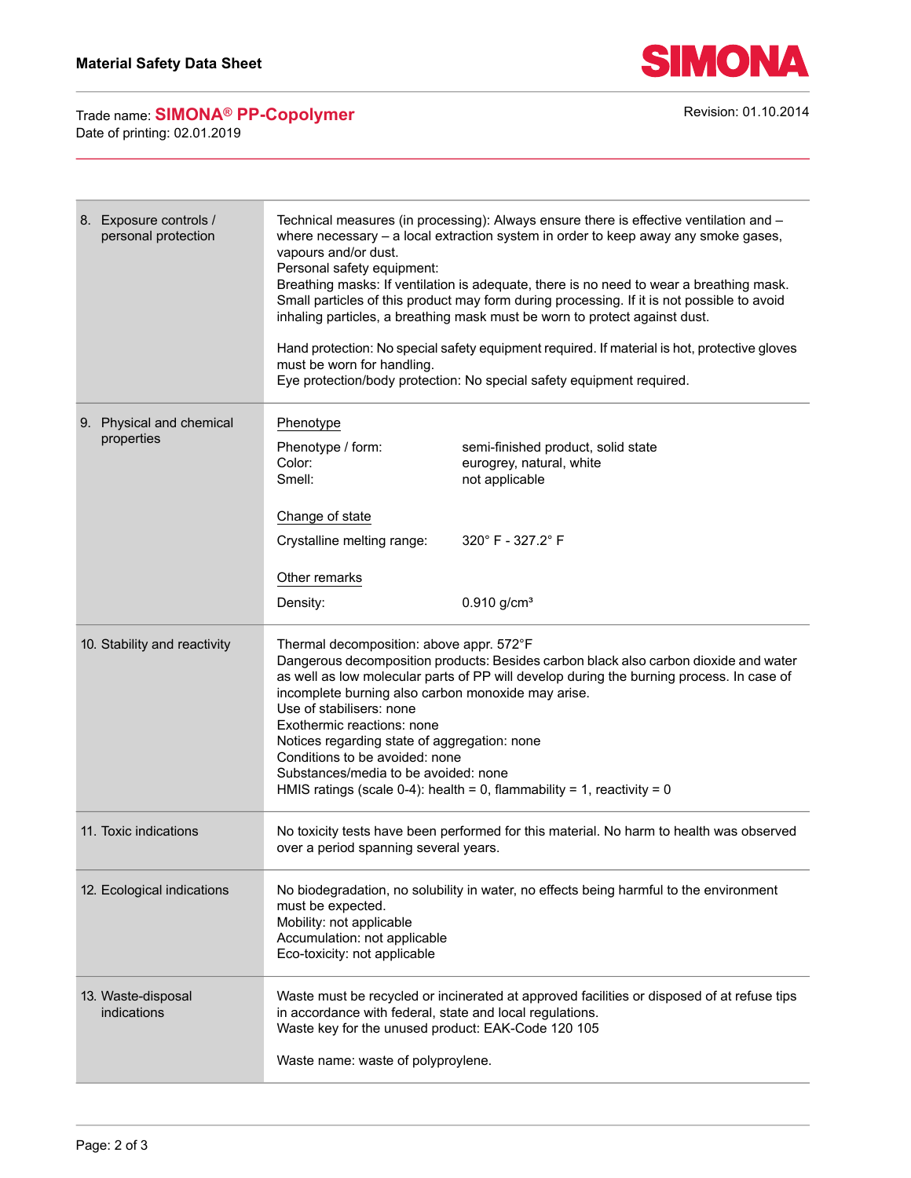## 8. Exposure controls / personal protection

Technical measures (in processing): Always ensure there is effective ventilation and – where necessary – a local extraction system in order to keep away any smoke gases, vapours and/or dust.
Personal safety equipment:
Breathing masks: If ventilation is adequate, there is no need to wear a breathing mask. Small particles of this product may form during processing. If it is not possible to avoid inhaling particles, a breathing mask must be worn to protect against dust.

Hand protection: No special safety equipment required. If material is hot, protective gloves must be worn for handling.
Eye protection/body protection: No special safety equipment required.

## 9. Physical and chemical properties

**Phenotype**

| | |
|---|---|
| Phenotype / form: | semi-finished product, solid state |
| Color: | eurogrey, natural, white |
| Smell: | not applicable |

**Change of state**

| | |
|---|---|
| Crystalline melting range: | 320° F - 327.2° F |

**Other remarks**

| | |
|---|---|
| Density: | 0.910 g/cm³ |

## 10. Stability and reactivity

Thermal decomposition: above appr. 572°F
Dangerous decomposition products: Besides carbon black also carbon dioxide and water as well as low molecular parts of PP will develop during the burning process. In case of incomplete burning also carbon monoxide may arise.
Use of stabilisers: none
Exothermic reactions: none
Notices regarding state of aggregation: none
Conditions to be avoided: none
Substances/media to be avoided: none
HMIS ratings (scale 0-4): health = 0, flammability = 1, reactivity = 0

## 11. Toxic indications

No toxicity tests have been performed for this material. No harm to health was observed over a period spanning several years.

## 12. Ecological indications

No biodegradation, no solubility in water, no effects being harmful to the environment must be expected.
Mobility: not applicable
Accumulation: not applicable
Eco-toxicity: not applicable

## 13. Waste-disposal indications

Waste must be recycled or incinerated at approved facilities or disposed of at refuse tips in accordance with federal, state and local regulations.
Waste key for the unused product: EAK-Code 120 105

Waste name: waste of polyproylene.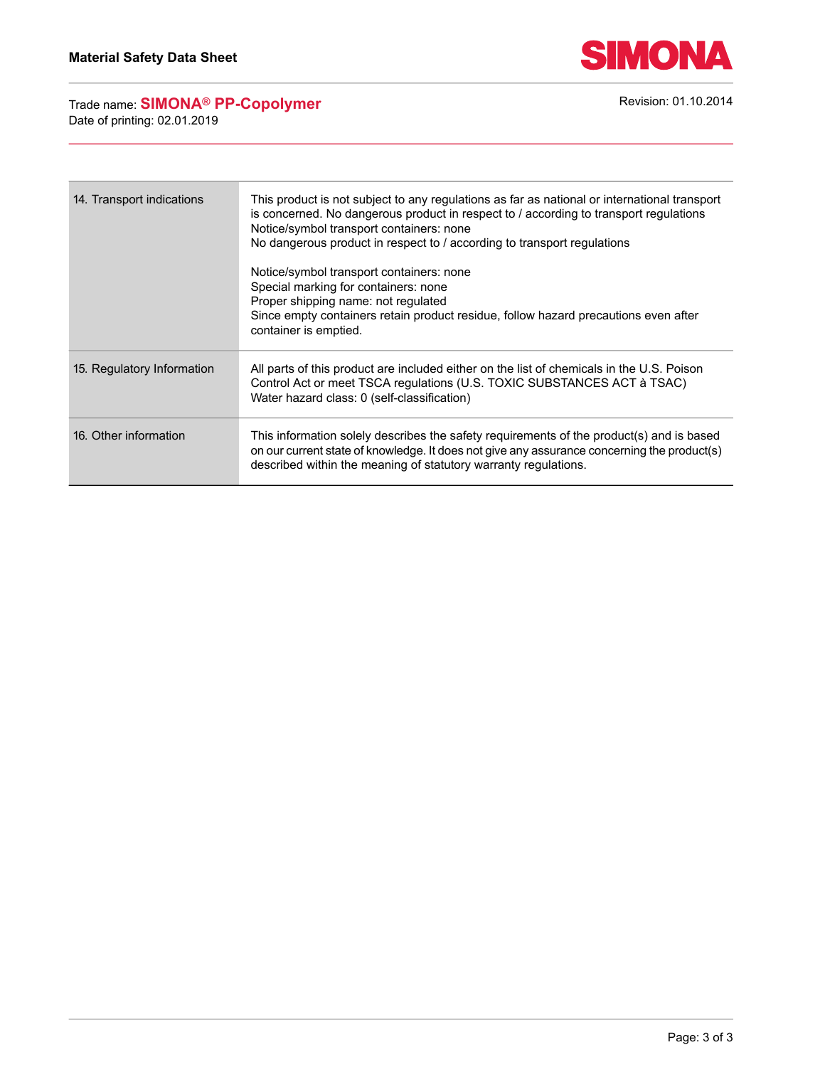| | |
|---|---|
| 14. Transport indications | This product is not subject to any regulations as far as national or international transport is concerned. No dangerous product in respect to / according to transport regulations<br>Notice/symbol transport containers: none<br>No dangerous product in respect to / according to transport regulations<br><br>Notice/symbol transport containers: none<br>Special marking for containers: none<br>Proper shipping name: not regulated<br>Since empty containers retain product residue, follow hazard precautions even after container is emptied. |
| 15. Regulatory Information | All parts of this product are included either on the list of chemicals in the U.S. Poison Control Act or meet TSCA regulations (U.S. TOXIC SUBSTANCES ACT à TSAC)<br>Water hazard class: 0 (self-classification) |
| 16. Other information | This information solely describes the safety requirements of the product(s) and is based on our current state of knowledge. It does not give any assurance concerning the product(s) described within the meaning of statutory warranty regulations. |